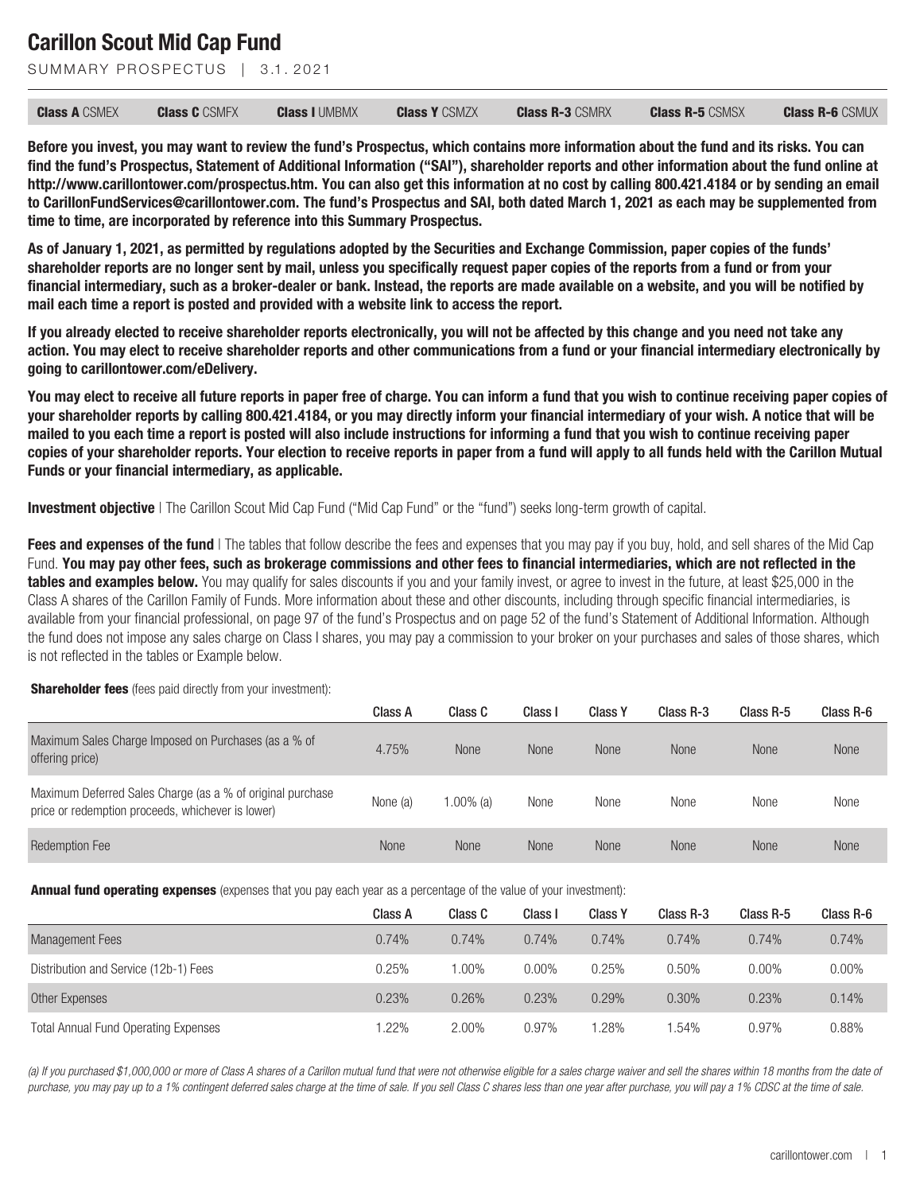# Carillon Scout Mid Cap Fund

SUMMARY PROSPECTUS | 3.1.2021

| **Class A** CSMEX | **Class C** CSMFX | **Class I** UMBMX | **Class Y** CSMZX | **Class R-3** CSMRX | **Class R-5** CSMSX | **Class R-6** CSMUX |
|---|---|---|---|---|---|---|

**Before you invest, you may want to review the fund's Prospectus, which contains more information about the fund and its risks. You can find the fund's Prospectus, Statement of Additional Information ("SAI"), shareholder reports and other information about the fund online at http://www.carillontower.com/prospectus.htm. You can also get this information at no cost by calling 800.421.4184 or by sending an email to CarillonFundServices@carillontower.com. The fund's Prospectus and SAI, both dated March 1, 2021 as each may be supplemented from time to time, are incorporated by reference into this Summary Prospectus.**

**As of January 1, 2021, as permitted by regulations adopted by the Securities and Exchange Commission, paper copies of the funds' shareholder reports are no longer sent by mail, unless you specifically request paper copies of the reports from a fund or from your financial intermediary, such as a broker-dealer or bank. Instead, the reports are made available on a website, and you will be notified by mail each time a report is posted and provided with a website link to access the report.**

**If you already elected to receive shareholder reports electronically, you will not be affected by this change and you need not take any action. You may elect to receive shareholder reports and other communications from a fund or your financial intermediary electronically by going to carillontower.com/eDelivery.**

**You may elect to receive all future reports in paper free of charge. You can inform a fund that you wish to continue receiving paper copies of your shareholder reports by calling 800.421.4184, or you may directly inform your financial intermediary of your wish. A notice that will be mailed to you each time a report is posted will also include instructions for informing a fund that you wish to continue receiving paper copies of your shareholder reports. Your election to receive reports in paper from a fund will apply to all funds held with the Carillon Mutual Funds or your financial intermediary, as applicable.**

**Investment objective** | The Carillon Scout Mid Cap Fund ("Mid Cap Fund" or the "fund") seeks long-term growth of capital.

**Fees and expenses of the fund** | The tables that follow describe the fees and expenses that you may pay if you buy, hold, and sell shares of the Mid Cap Fund. **You may pay other fees, such as brokerage commissions and other fees to financial intermediaries, which are not reflected in the tables and examples below.** You may qualify for sales discounts if you and your family invest, or agree to invest in the future, at least $25,000 in the Class A shares of the Carillon Family of Funds. More information about these and other discounts, including through specific financial intermediaries, is available from your financial professional, on page 97 of the fund's Prospectus and on page 52 of the fund's Statement of Additional Information. Although the fund does not impose any sales charge on Class I shares, you may pay a commission to your broker on your purchases and sales of those shares, which is not reflected in the tables or Example below.

**Shareholder fees** (fees paid directly from your investment):

| | Class A | Class C | Class I | Class Y | Class R-3 | Class R-5 | Class R-6 |
|---|---|---|---|---|---|---|---|
| Maximum Sales Charge Imposed on Purchases (as a % of offering price) | 4.75% | None | None | None | None | None | None |
| Maximum Deferred Sales Charge (as a % of original purchase price or redemption proceeds, whichever is lower) | None (a) | 1.00% (a) | None | None | None | None | None |
| Redemption Fee | None | None | None | None | None | None | None |

**Annual fund operating expenses** (expenses that you pay each year as a percentage of the value of your investment):

| | Class A | Class C | Class I | Class Y | Class R-3 | Class R-5 | Class R-6 |
|---|---|---|---|---|---|---|---|
| Management Fees | 0.74% | 0.74% | 0.74% | 0.74% | 0.74% | 0.74% | 0.74% |
| Distribution and Service (12b-1) Fees | 0.25% | 1.00% | 0.00% | 0.25% | 0.50% | 0.00% | 0.00% |
| Other Expenses | 0.23% | 0.26% | 0.23% | 0.29% | 0.30% | 0.23% | 0.14% |
| Total Annual Fund Operating Expenses | 1.22% | 2.00% | 0.97% | 1.28% | 1.54% | 0.97% | 0.88% |

*(a) If you purchased $1,000,000 or more of Class A shares of a Carillon mutual fund that were not otherwise eligible for a sales charge waiver and sell the shares within 18 months from the date of purchase, you may pay up to a 1% contingent deferred sales charge at the time of sale. If you sell Class C shares less than one year after purchase, you will pay a 1% CDSC at the time of sale.*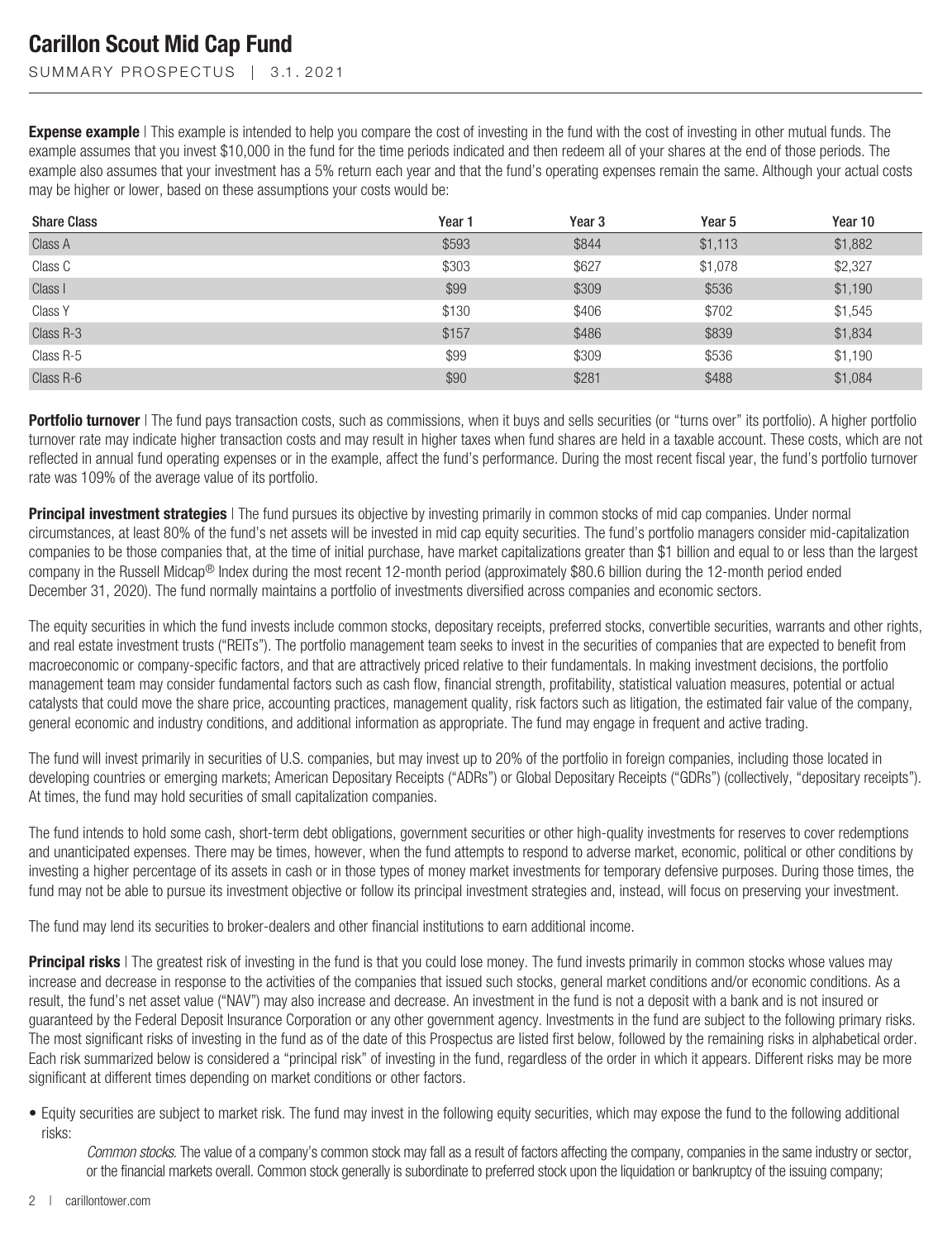**Expense example** | This example is intended to help you compare the cost of investing in the fund with the cost of investing in other mutual funds. The example assumes that you invest $10,000 in the fund for the time periods indicated and then redeem all of your shares at the end of those periods. The example also assumes that your investment has a 5% return each year and that the fund's operating expenses remain the same. Although your actual costs may be higher or lower, based on these assumptions your costs would be:

| Share Class | Year 1 | Year 3 | Year 5 | Year 10 |
|---|---|---|---|---|
| Class A | $593 | $844 | $1,113 | $1,882 |
| Class C | $303 | $627 | $1,078 | $2,327 |
| Class I | $99 | $309 | $536 | $1,190 |
| Class Y | $130 | $406 | $702 | $1,545 |
| Class R-3 | $157 | $486 | $839 | $1,834 |
| Class R-5 | $99 | $309 | $536 | $1,190 |
| Class R-6 | $90 | $281 | $488 | $1,084 |

**Portfolio turnover** | The fund pays transaction costs, such as commissions, when it buys and sells securities (or "turns over" its portfolio). A higher portfolio turnover rate may indicate higher transaction costs and may result in higher taxes when fund shares are held in a taxable account. These costs, which are not reflected in annual fund operating expenses or in the example, affect the fund's performance. During the most recent fiscal year, the fund's portfolio turnover rate was 109% of the average value of its portfolio.

**Principal investment strategies** | The fund pursues its objective by investing primarily in common stocks of mid cap companies. Under normal circumstances, at least 80% of the fund's net assets will be invested in mid cap equity securities. The fund's portfolio managers consider mid-capitalization companies to be those companies that, at the time of initial purchase, have market capitalizations greater than $1 billion and equal to or less than the largest company in the Russell Midcap® Index during the most recent 12-month period (approximately $80.6 billion during the 12-month period ended December 31, 2020). The fund normally maintains a portfolio of investments diversified across companies and economic sectors.

The equity securities in which the fund invests include common stocks, depositary receipts, preferred stocks, convertible securities, warrants and other rights, and real estate investment trusts ("REITs"). The portfolio management team seeks to invest in the securities of companies that are expected to benefit from macroeconomic or company-specific factors, and that are attractively priced relative to their fundamentals. In making investment decisions, the portfolio management team may consider fundamental factors such as cash flow, financial strength, profitability, statistical valuation measures, potential or actual catalysts that could move the share price, accounting practices, management quality, risk factors such as litigation, the estimated fair value of the company, general economic and industry conditions, and additional information as appropriate. The fund may engage in frequent and active trading.

The fund will invest primarily in securities of U.S. companies, but may invest up to 20% of the portfolio in foreign companies, including those located in developing countries or emerging markets; American Depositary Receipts ("ADRs") or Global Depositary Receipts ("GDRs") (collectively, "depositary receipts"). At times, the fund may hold securities of small capitalization companies.

The fund intends to hold some cash, short-term debt obligations, government securities or other high-quality investments for reserves to cover redemptions and unanticipated expenses. There may be times, however, when the fund attempts to respond to adverse market, economic, political or other conditions by investing a higher percentage of its assets in cash or in those types of money market investments for temporary defensive purposes. During those times, the fund may not be able to pursue its investment objective or follow its principal investment strategies and, instead, will focus on preserving your investment.

The fund may lend its securities to broker-dealers and other financial institutions to earn additional income.

**Principal risks** | The greatest risk of investing in the fund is that you could lose money. The fund invests primarily in common stocks whose values may increase and decrease in response to the activities of the companies that issued such stocks, general market conditions and/or economic conditions. As a result, the fund's net asset value ("NAV") may also increase and decrease. An investment in the fund is not a deposit with a bank and is not insured or guaranteed by the Federal Deposit Insurance Corporation or any other government agency. Investments in the fund are subject to the following primary risks. The most significant risks of investing in the fund as of the date of this Prospectus are listed first below, followed by the remaining risks in alphabetical order. Each risk summarized below is considered a "principal risk" of investing in the fund, regardless of the order in which it appears. Different risks may be more significant at different times depending on market conditions or other factors.

- Equity securities are subject to market risk. The fund may invest in the following equity securities, which may expose the fund to the following additional risks:

  *Common stocks*. The value of a company's common stock may fall as a result of factors affecting the company, companies in the same industry or sector, or the financial markets overall. Common stock generally is subordinate to preferred stock upon the liquidation or bankruptcy of the issuing company;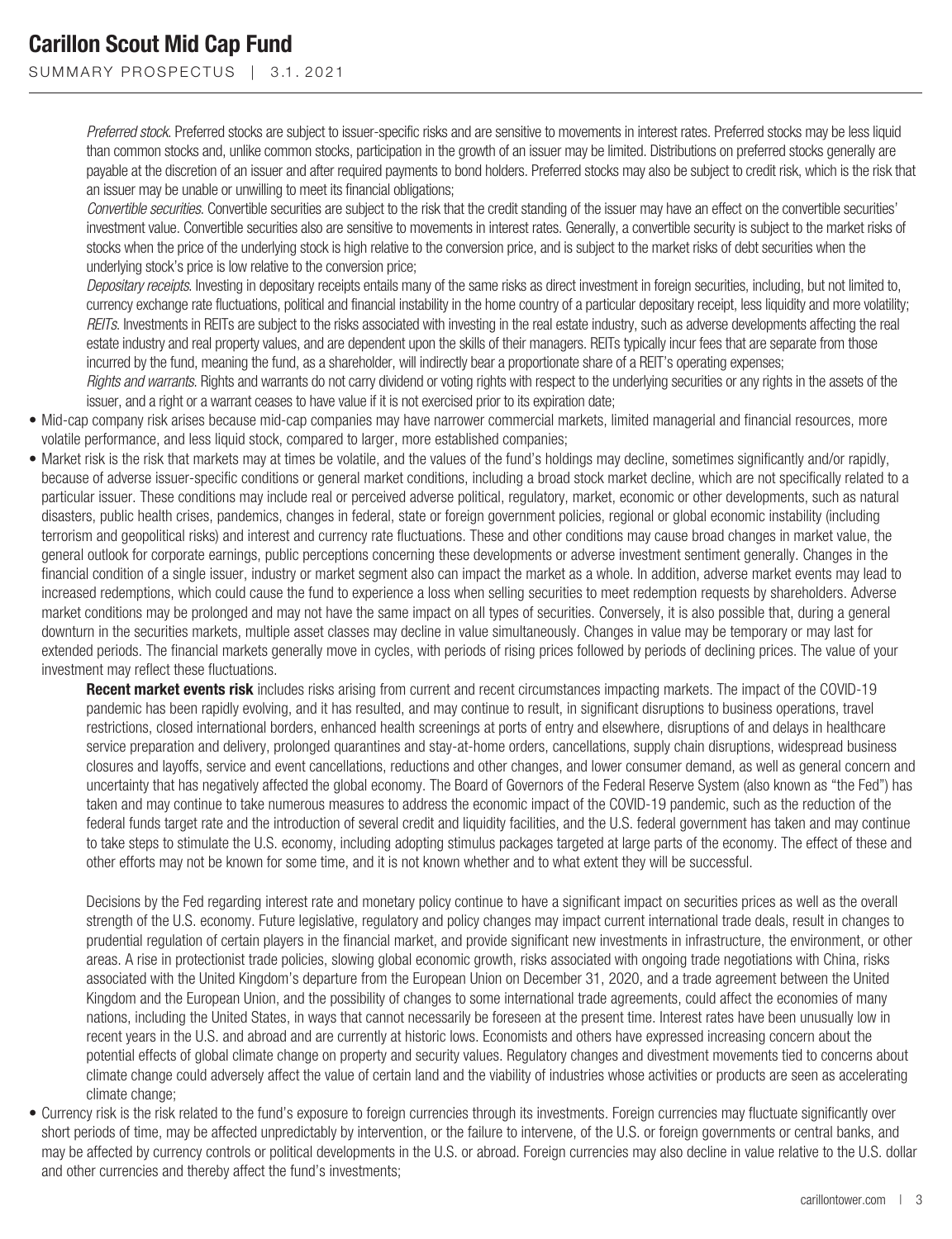*Preferred stock*. Preferred stocks are subject to issuer-specific risks and are sensitive to movements in interest rates. Preferred stocks may be less liquid than common stocks and, unlike common stocks, participation in the growth of an issuer may be limited. Distributions on preferred stocks generally are payable at the discretion of an issuer and after required payments to bond holders. Preferred stocks may also be subject to credit risk, which is the risk that an issuer may be unable or unwilling to meet its financial obligations;

*Convertible securities*. Convertible securities are subject to the risk that the credit standing of the issuer may have an effect on the convertible securities' investment value. Convertible securities also are sensitive to movements in interest rates. Generally, a convertible security is subject to the market risks of stocks when the price of the underlying stock is high relative to the conversion price, and is subject to the market risks of debt securities when the underlying stock's price is low relative to the conversion price;

*Depositary receipts*. Investing in depositary receipts entails many of the same risks as direct investment in foreign securities, including, but not limited to, currency exchange rate fluctuations, political and financial instability in the home country of a particular depositary receipt, less liquidity and more volatility;

*REITs*. Investments in REITs are subject to the risks associated with investing in the real estate industry, such as adverse developments affecting the real estate industry and real property values, and are dependent upon the skills of their managers. REITs typically incur fees that are separate from those incurred by the fund, meaning the fund, as a shareholder, will indirectly bear a proportionate share of a REIT's operating expenses;

*Rights and warrants*. Rights and warrants do not carry dividend or voting rights with respect to the underlying securities or any rights in the assets of the issuer, and a right or a warrant ceases to have value if it is not exercised prior to its expiration date;

- Mid-cap company risk arises because mid-cap companies may have narrower commercial markets, limited managerial and financial resources, more volatile performance, and less liquid stock, compared to larger, more established companies;
- Market risk is the risk that markets may at times be volatile, and the values of the fund's holdings may decline, sometimes significantly and/or rapidly, because of adverse issuer-specific conditions or general market conditions, including a broad stock market decline, which are not specifically related to a particular issuer. These conditions may include real or perceived adverse political, regulatory, market, economic or other developments, such as natural disasters, public health crises, pandemics, changes in federal, state or foreign government policies, regional or global economic instability (including terrorism and geopolitical risks) and interest and currency rate fluctuations. These and other conditions may cause broad changes in market value, the general outlook for corporate earnings, public perceptions concerning these developments or adverse investment sentiment generally. Changes in the financial condition of a single issuer, industry or market segment also can impact the market as a whole. In addition, adverse market events may lead to increased redemptions, which could cause the fund to experience a loss when selling securities to meet redemption requests by shareholders. Adverse market conditions may be prolonged and may not have the same impact on all types of securities. Conversely, it is also possible that, during a general downturn in the securities markets, multiple asset classes may decline in value simultaneously. Changes in value may be temporary or may last for extended periods. The financial markets generally move in cycles, with periods of rising prices followed by periods of declining prices. The value of your investment may reflect these fluctuations.

  **Recent market events risk** includes risks arising from current and recent circumstances impacting markets. The impact of the COVID-19 pandemic has been rapidly evolving, and it has resulted, and may continue to result, in significant disruptions to business operations, travel restrictions, closed international borders, enhanced health screenings at ports of entry and elsewhere, disruptions of and delays in healthcare service preparation and delivery, prolonged quarantines and stay-at-home orders, cancellations, supply chain disruptions, widespread business closures and layoffs, service and event cancellations, reductions and other changes, and lower consumer demand, as well as general concern and uncertainty that has negatively affected the global economy. The Board of Governors of the Federal Reserve System (also known as "the Fed") has taken and may continue to take numerous measures to address the economic impact of the COVID-19 pandemic, such as the reduction of the federal funds target rate and the introduction of several credit and liquidity facilities, and the U.S. federal government has taken and may continue to take steps to stimulate the U.S. economy, including adopting stimulus packages targeted at large parts of the economy. The effect of these and other efforts may not be known for some time, and it is not known whether and to what extent they will be successful.

  Decisions by the Fed regarding interest rate and monetary policy continue to have a significant impact on securities prices as well as the overall strength of the U.S. economy. Future legislative, regulatory and policy changes may impact current international trade deals, result in changes to prudential regulation of certain players in the financial market, and provide significant new investments in infrastructure, the environment, or other areas. A rise in protectionist trade policies, slowing global economic growth, risks associated with ongoing trade negotiations with China, risks associated with the United Kingdom's departure from the European Union on December 31, 2020, and a trade agreement between the United Kingdom and the European Union, and the possibility of changes to some international trade agreements, could affect the economies of many nations, including the United States, in ways that cannot necessarily be foreseen at the present time. Interest rates have been unusually low in recent years in the U.S. and abroad and are currently at historic lows. Economists and others have expressed increasing concern about the potential effects of global climate change on property and security values. Regulatory changes and divestment movements tied to concerns about climate change could adversely affect the value of certain land and the viability of industries whose activities or products are seen as accelerating climate change;
- Currency risk is the risk related to the fund's exposure to foreign currencies through its investments. Foreign currencies may fluctuate significantly over short periods of time, may be affected unpredictably by intervention, or the failure to intervene, of the U.S. or foreign governments or central banks, and may be affected by currency controls or political developments in the U.S. or abroad. Foreign currencies may also decline in value relative to the U.S. dollar and other currencies and thereby affect the fund's investments;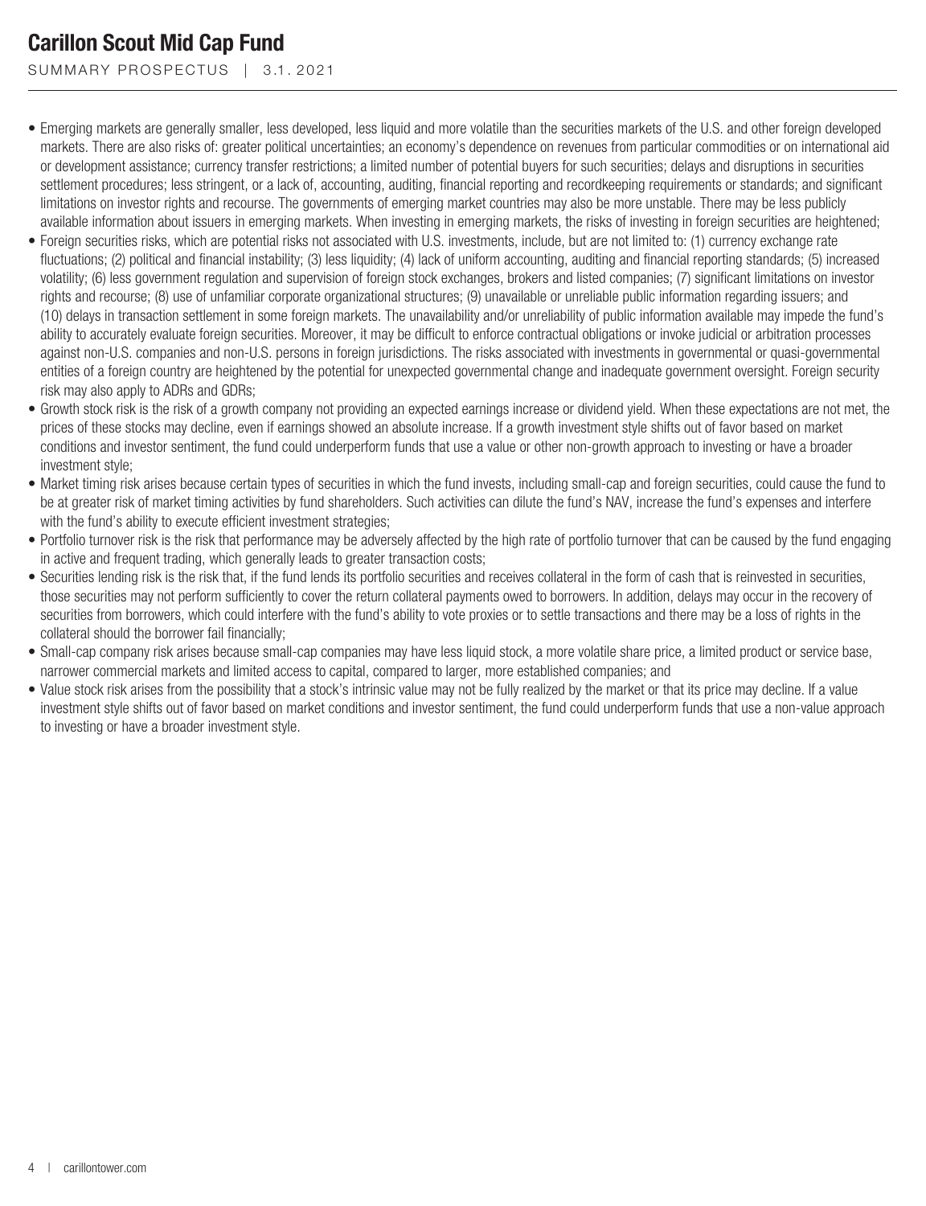- Emerging markets are generally smaller, less developed, less liquid and more volatile than the securities markets of the U.S. and other foreign developed markets. There are also risks of: greater political uncertainties; an economy's dependence on revenues from particular commodities or on international aid or development assistance; currency transfer restrictions; a limited number of potential buyers for such securities; delays and disruptions in securities settlement procedures; less stringent, or a lack of, accounting, auditing, financial reporting and recordkeeping requirements or standards; and significant limitations on investor rights and recourse. The governments of emerging market countries may also be more unstable. There may be less publicly available information about issuers in emerging markets. When investing in emerging markets, the risks of investing in foreign securities are heightened;
- Foreign securities risks, which are potential risks not associated with U.S. investments, include, but are not limited to: (1) currency exchange rate fluctuations; (2) political and financial instability; (3) less liquidity; (4) lack of uniform accounting, auditing and financial reporting standards; (5) increased volatility; (6) less government regulation and supervision of foreign stock exchanges, brokers and listed companies; (7) significant limitations on investor rights and recourse; (8) use of unfamiliar corporate organizational structures; (9) unavailable or unreliable public information regarding issuers; and (10) delays in transaction settlement in some foreign markets. The unavailability and/or unreliability of public information available may impede the fund's ability to accurately evaluate foreign securities. Moreover, it may be difficult to enforce contractual obligations or invoke judicial or arbitration processes against non-U.S. companies and non-U.S. persons in foreign jurisdictions. The risks associated with investments in governmental or quasi-governmental entities of a foreign country are heightened by the potential for unexpected governmental change and inadequate government oversight. Foreign security risk may also apply to ADRs and GDRs;
- Growth stock risk is the risk of a growth company not providing an expected earnings increase or dividend yield. When these expectations are not met, the prices of these stocks may decline, even if earnings showed an absolute increase. If a growth investment style shifts out of favor based on market conditions and investor sentiment, the fund could underperform funds that use a value or other non-growth approach to investing or have a broader investment style;
- Market timing risk arises because certain types of securities in which the fund invests, including small-cap and foreign securities, could cause the fund to be at greater risk of market timing activities by fund shareholders. Such activities can dilute the fund's NAV, increase the fund's expenses and interfere with the fund's ability to execute efficient investment strategies;
- Portfolio turnover risk is the risk that performance may be adversely affected by the high rate of portfolio turnover that can be caused by the fund engaging in active and frequent trading, which generally leads to greater transaction costs;
- Securities lending risk is the risk that, if the fund lends its portfolio securities and receives collateral in the form of cash that is reinvested in securities, those securities may not perform sufficiently to cover the return collateral payments owed to borrowers. In addition, delays may occur in the recovery of securities from borrowers, which could interfere with the fund's ability to vote proxies or to settle transactions and there may be a loss of rights in the collateral should the borrower fail financially;
- Small-cap company risk arises because small-cap companies may have less liquid stock, a more volatile share price, a limited product or service base, narrower commercial markets and limited access to capital, compared to larger, more established companies; and
- Value stock risk arises from the possibility that a stock's intrinsic value may not be fully realized by the market or that its price may decline. If a value investment style shifts out of favor based on market conditions and investor sentiment, the fund could underperform funds that use a non-value approach to investing or have a broader investment style.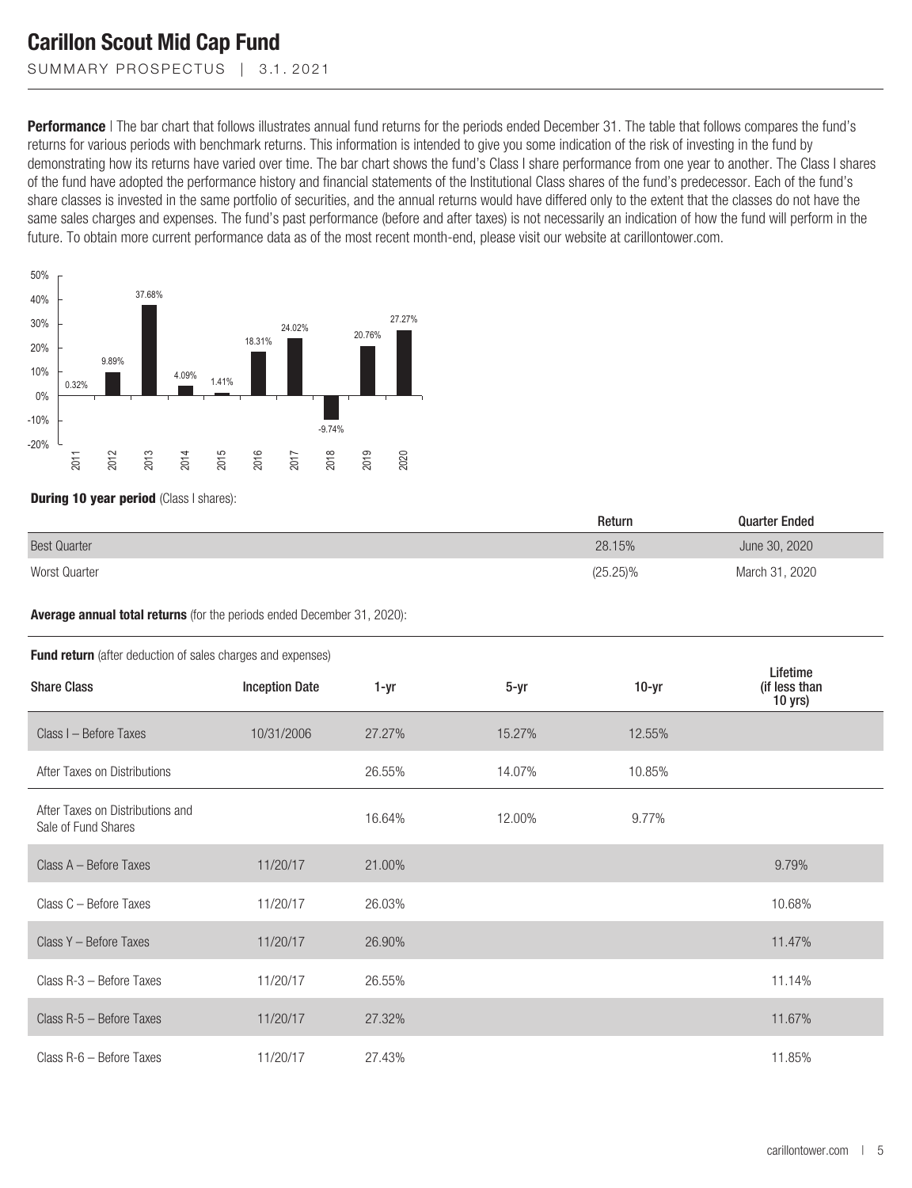**Performance** | The bar chart that follows illustrates annual fund returns for the periods ended December 31. The table that follows compares the fund's returns for various periods with benchmark returns. This information is intended to give you some indication of the risk of investing in the fund by demonstrating how its returns have varied over time. The bar chart shows the fund's Class I share performance from one year to another. The Class I shares of the fund have adopted the performance history and financial statements of the Institutional Class shares of the fund's predecessor. Each of the fund's share classes is invested in the same portfolio of securities, and the annual returns would have differed only to the extent that the classes do not have the same sales charges and expenses. The fund's past performance (before and after taxes) is not necessarily an indication of how the fund will perform in the future. To obtain more current performance data as of the most recent month-end, please visit our website at carillontower.com.

| Year | Return |
|---|---|
| 2011 | 0.32% |
| 2012 | 9.89% |
| 2013 | 37.68% |
| 2014 | 4.09% |
| 2015 | 1.41% |
| 2016 | 18.31% |
| 2017 | 24.02% |
| 2018 | -9.74% |
| 2019 | 20.76% |
| 2020 | 27.27% |

**During 10 year period** (Class I shares):

| | Return | Quarter Ended |
|---|---|---|
| Best Quarter | 28.15% | June 30, 2020 |
| Worst Quarter | (25.25)% | March 31, 2020 |

**Average annual total returns** (for the periods ended December 31, 2020):

**Fund return** (after deduction of sales charges and expenses)

| Share Class | Inception Date | 1-yr | 5-yr | 10-yr | Lifetime (if less than 10 yrs) |
|---|---|---|---|---|---|
| Class I – Before Taxes | 10/31/2006 | 27.27% | 15.27% | 12.55% | |
| After Taxes on Distributions | | 26.55% | 14.07% | 10.85% | |
| After Taxes on Distributions and Sale of Fund Shares | | 16.64% | 12.00% | 9.77% | |
| Class A – Before Taxes | 11/20/17 | 21.00% | | | 9.79% |
| Class C – Before Taxes | 11/20/17 | 26.03% | | | 10.68% |
| Class Y – Before Taxes | 11/20/17 | 26.90% | | | 11.47% |
| Class R-3 – Before Taxes | 11/20/17 | 26.55% | | | 11.14% |
| Class R-5 – Before Taxes | 11/20/17 | 27.32% | | | 11.67% |
| Class R-6 – Before Taxes | 11/20/17 | 27.43% | | | 11.85% |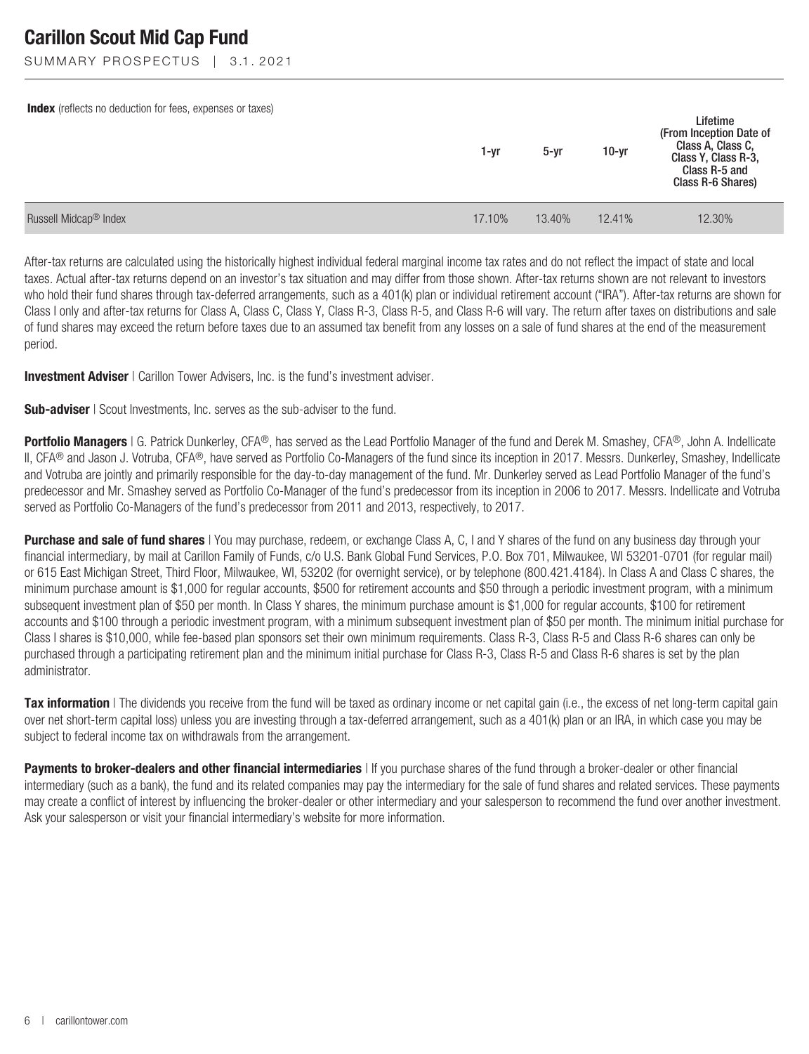**Index** (reflects no deduction for fees, expenses or taxes)

| | 1-yr | 5-yr | 10-yr | Lifetime (From Inception Date of Class A, Class C, Class Y, Class R-3, Class R-5 and Class R-6 Shares) |
|---|---|---|---|---|
| Russell Midcap® Index | 17.10% | 13.40% | 12.41% | 12.30% |

After-tax returns are calculated using the historically highest individual federal marginal income tax rates and do not reflect the impact of state and local taxes. Actual after-tax returns depend on an investor's tax situation and may differ from those shown. After-tax returns shown are not relevant to investors who hold their fund shares through tax-deferred arrangements, such as a 401(k) plan or individual retirement account ("IRA"). After-tax returns are shown for Class I only and after-tax returns for Class A, Class C, Class Y, Class R-3, Class R-5, and Class R-6 will vary. The return after taxes on distributions and sale of fund shares may exceed the return before taxes due to an assumed tax benefit from any losses on a sale of fund shares at the end of the measurement period.

**Investment Adviser** | Carillon Tower Advisers, Inc. is the fund's investment adviser.

**Sub-adviser** | Scout Investments, Inc. serves as the sub-adviser to the fund.

**Portfolio Managers** | G. Patrick Dunkerley, CFA®, has served as the Lead Portfolio Manager of the fund and Derek M. Smashey, CFA®, John A. Indellicate II, CFA® and Jason J. Votruba, CFA®, have served as Portfolio Co-Managers of the fund since its inception in 2017. Messrs. Dunkerley, Smashey, Indellicate and Votruba are jointly and primarily responsible for the day-to-day management of the fund. Mr. Dunkerley served as Lead Portfolio Manager of the fund's predecessor and Mr. Smashey served as Portfolio Co-Manager of the fund's predecessor from its inception in 2006 to 2017. Messrs. Indellicate and Votruba served as Portfolio Co-Managers of the fund's predecessor from 2011 and 2013, respectively, to 2017.

**Purchase and sale of fund shares** | You may purchase, redeem, or exchange Class A, C, I and Y shares of the fund on any business day through your financial intermediary, by mail at Carillon Family of Funds, c/o U.S. Bank Global Fund Services, P.O. Box 701, Milwaukee, WI 53201-0701 (for regular mail) or 615 East Michigan Street, Third Floor, Milwaukee, WI, 53202 (for overnight service), or by telephone (800.421.4184). In Class A and Class C shares, the minimum purchase amount is $1,000 for regular accounts, $500 for retirement accounts and $50 through a periodic investment program, with a minimum subsequent investment plan of $50 per month. In Class Y shares, the minimum purchase amount is $1,000 for regular accounts, $100 for retirement accounts and $100 through a periodic investment program, with a minimum subsequent investment plan of $50 per month. The minimum initial purchase for Class I shares is $10,000, while fee-based plan sponsors set their own minimum requirements. Class R-3, Class R-5 and Class R-6 shares can only be purchased through a participating retirement plan and the minimum initial purchase for Class R-3, Class R-5 and Class R-6 shares is set by the plan administrator.

**Tax information** | The dividends you receive from the fund will be taxed as ordinary income or net capital gain (i.e., the excess of net long-term capital gain over net short-term capital loss) unless you are investing through a tax-deferred arrangement, such as a 401(k) plan or an IRA, in which case you may be subject to federal income tax on withdrawals from the arrangement.

**Payments to broker-dealers and other financial intermediaries** | If you purchase shares of the fund through a broker-dealer or other financial intermediary (such as a bank), the fund and its related companies may pay the intermediary for the sale of fund shares and related services. These payments may create a conflict of interest by influencing the broker-dealer or other intermediary and your salesperson to recommend the fund over another investment. Ask your salesperson or visit your financial intermediary's website for more information.